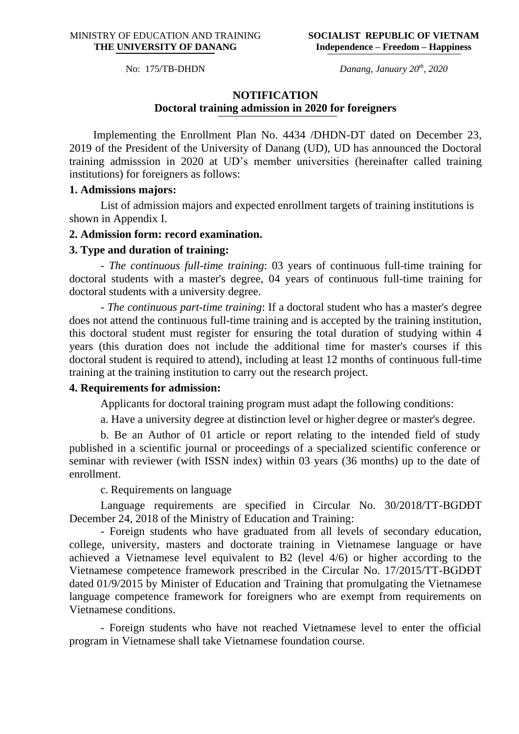MINISTRY OF EDUCATION AND TRAINING
**THE UNIVERSITY OF DANANG**

**SOCIALIST REPUBLIC OF VIETNAM**
**Independence – Freedom – Happiness**

No: 175/TB-DHDN

*Danang, January 20th, 2020*

# NOTIFICATION
## Doctoral training admission in 2020 for foreigners

Implementing the Enrollment Plan No. 4434 /DHDN-DT dated on December 23, 2019 of the President of the University of Danang (UD), UD has announced the Doctoral training admisssion in 2020 at UD's member universities (hereinafter called training institutions) for foreigners as follows:

**1. Admissions majors:**

List of admission majors and expected enrollment targets of training institutions is shown in Appendix I.

**2. Admission form: record examination.**

**3. Type and duration of training:**

- *The continuous full-time training*: 03 years of continuous full-time training for doctoral students with a master's degree, 04 years of continuous full-time training for doctoral students with a university degree.

- *The continuous part-time training*: If a doctoral student who has a master's degree does not attend the continuous full-time training and is accepted by the training institution, this doctoral student must register for ensuring the total duration of studying within 4 years (this duration does not include the additional time for master's courses if this doctoral student is required to attend), including at least 12 months of continuous full-time training at the training institution to carry out the research project.

**4. Requirements for admission:**

Applicants for doctoral training program must adapt the following conditions:

a. Have a university degree at distinction level or higher degree or master's degree.

b. Be an Author of 01 article or report relating to the intended field of study published in a scientific journal or proceedings of a specialized scientific conference or seminar with reviewer (with ISSN index) within 03 years (36 months) up to the date of enrollment.

c. Requirements on language

Language requirements are specified in Circular No. 30/2018/TT-BGDĐT December 24, 2018 of the Ministry of Education and Training:

- Foreign students who have graduated from all levels of secondary education, college, university, masters and doctorate training in Vietnamese language or have achieved a Vietnamese level equivalent to B2 (level 4/6) or higher according to the Vietnamese competence framework prescribed in the Circular No. 17/2015/TT-BGDĐT dated 01/9/2015 by Minister of Education and Training that promulgating the Vietnamese language competence framework for foreigners who are exempt from requirements on Vietnamese conditions.

- Foreign students who have not reached Vietnamese level to enter the official program in Vietnamese shall take Vietnamese foundation course.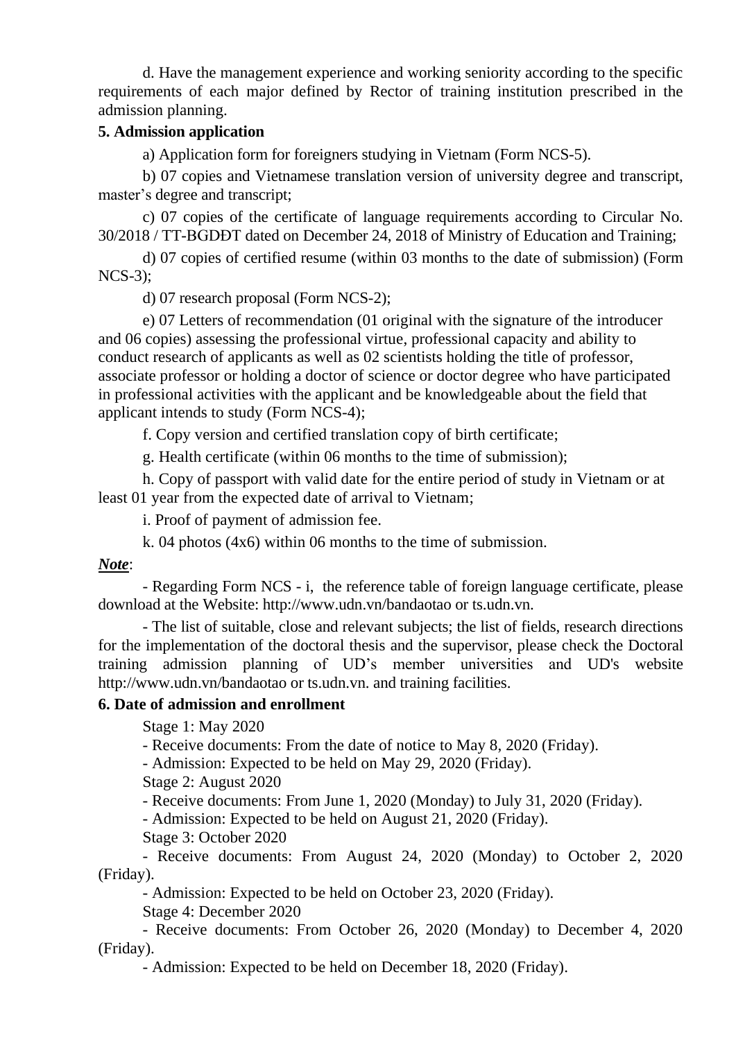d. Have the management experience and working seniority according to the specific requirements of each major defined by Rector of training institution prescribed in the admission planning.

**5. Admission application**

a) Application form for foreigners studying in Vietnam (Form NCS-5).

b) 07 copies and Vietnamese translation version of university degree and transcript, master's degree and transcript;

c) 07 copies of the certificate of language requirements according to Circular No. 30/2018 / TT-BGDĐT dated on December 24, 2018 of Ministry of Education and Training;

d) 07 copies of certified resume (within 03 months to the date of submission) (Form NCS-3);

d) 07 research proposal (Form NCS-2);

e) 07 Letters of recommendation (01 original with the signature of the introducer and 06 copies) assessing the professional virtue, professional capacity and ability to conduct research of applicants as well as 02 scientists holding the title of professor, associate professor or holding a doctor of science or doctor degree who have participated in professional activities with the applicant and be knowledgeable about the field that applicant intends to study (Form NCS-4);

f. Copy version and certified translation copy of birth certificate;

g. Health certificate (within 06 months to the time of submission);

h. Copy of passport with valid date for the entire period of study in Vietnam or at least 01 year from the expected date of arrival to Vietnam;

i. Proof of payment of admission fee.

k. 04 photos (4x6) within 06 months to the time of submission.

***Note***:

- Regarding Form NCS - i, the reference table of foreign language certificate, please download at the Website: http://www.udn.vn/bandaotao or ts.udn.vn.

- The list of suitable, close and relevant subjects; the list of fields, research directions for the implementation of the doctoral thesis and the supervisor, please check the Doctoral training admission planning of UD's member universities and UD's website http://www.udn.vn/bandaotao or ts.udn.vn. and training facilities.

**6. Date of admission and enrollment**

Stage 1: May 2020

- Receive documents: From the date of notice to May 8, 2020 (Friday).
- Admission: Expected to be held on May 29, 2020 (Friday).

Stage 2: August 2020

- Receive documents: From June 1, 2020 (Monday) to July 31, 2020 (Friday).
- Admission: Expected to be held on August 21, 2020 (Friday).

Stage 3: October 2020

- Receive documents: From August 24, 2020 (Monday) to October 2, 2020 (Friday).
- Admission: Expected to be held on October 23, 2020 (Friday).

Stage 4: December 2020

- Receive documents: From October 26, 2020 (Monday) to December 4, 2020 (Friday).
- Admission: Expected to be held on December 18, 2020 (Friday).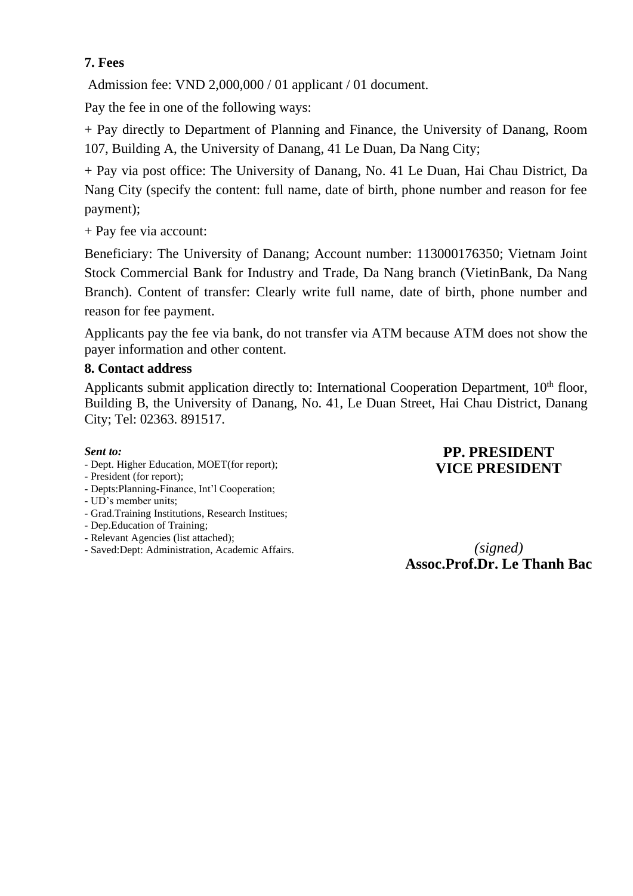**7. Fees**

Admission fee: VND 2,000,000 / 01 applicant / 01 document.

Pay the fee in one of the following ways:

+ Pay directly to Department of Planning and Finance, the University of Danang, Room 107, Building A, the University of Danang, 41 Le Duan, Da Nang City;

+ Pay via post office: The University of Danang, No. 41 Le Duan, Hai Chau District, Da Nang City (specify the content: full name, date of birth, phone number and reason for fee payment);

+ Pay fee via account:

Beneficiary: The University of Danang; Account number: 113000176350; Vietnam Joint Stock Commercial Bank for Industry and Trade, Da Nang branch (VietinBank, Da Nang Branch). Content of transfer: Clearly write full name, date of birth, phone number and reason for fee payment.

Applicants pay the fee via bank, do not transfer via ATM because ATM does not show the payer information and other content.

**8. Contact address**

Applicants submit application directly to: International Cooperation Department, 10th floor, Building B, the University of Danang, No. 41, Le Duan Street, Hai Chau District, Danang City; Tel: 02363. 891517.

***Sent to:***
- Dept. Higher Education, MOET(for report);
- President (for report);
- Depts:Planning-Finance, Int'l Cooperation;
- UD's member units;
- Grad.Training Institutions, Research Institues;
- Dep.Education of Training;
- Relevant Agencies (list attached);
- Saved:Dept: Administration, Academic Affairs.

**PP. PRESIDENT**
**VICE PRESIDENT**

*(signed)*
**Assoc.Prof.Dr. Le Thanh Bac**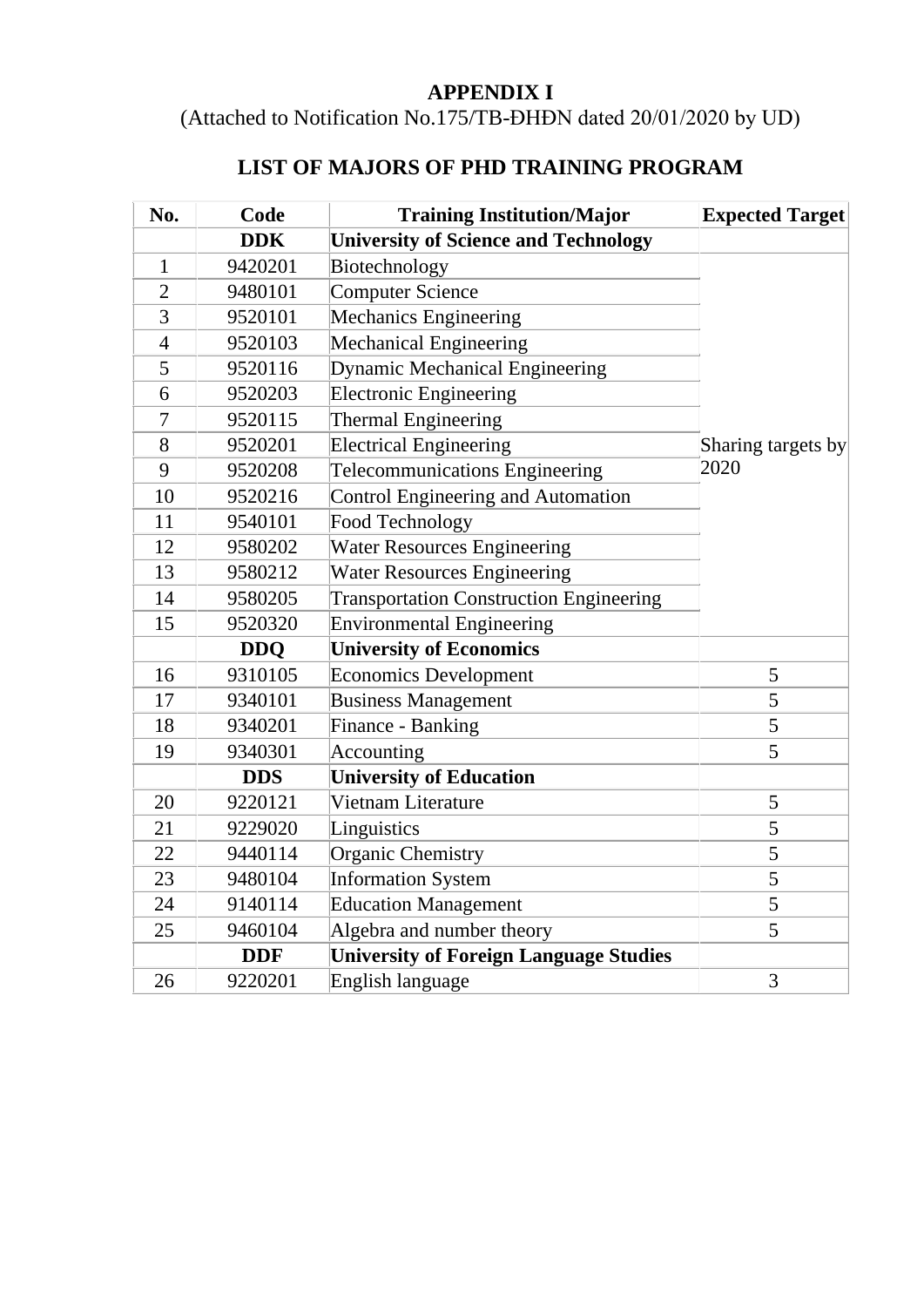**APPENDIX I**

(Attached to Notification No.175/TB-ĐHĐN dated 20/01/2020 by UD)

## LIST OF MAJORS OF PHD TRAINING PROGRAM

| No. | Code | Training Institution/Major | Expected Target |
|---|---|---|---|
| | **DDK** | **University of Science and Technology** | |
| 1 | 9420201 | Biotechnology | Sharing targets by 2020 |
| 2 | 9480101 | Computer Science | |
| 3 | 9520101 | Mechanics Engineering | |
| 4 | 9520103 | Mechanical Engineering | |
| 5 | 9520116 | Dynamic Mechanical Engineering | |
| 6 | 9520203 | Electronic Engineering | |
| 7 | 9520115 | Thermal Engineering | |
| 8 | 9520201 | Electrical Engineering | |
| 9 | 9520208 | Telecommunications Engineering | |
| 10 | 9520216 | Control Engineering and Automation | |
| 11 | 9540101 | Food Technology | |
| 12 | 9580202 | Water Resources Engineering | |
| 13 | 9580212 | Water Resources Engineering | |
| 14 | 9580205 | Transportation Construction Engineering | |
| 15 | 9520320 | Environmental Engineering | |
| | **DDQ** | **University of Economics** | |
| 16 | 9310105 | Economics Development | 5 |
| 17 | 9340101 | Business Management | 5 |
| 18 | 9340201 | Finance - Banking | 5 |
| 19 | 9340301 | Accounting | 5 |
| | **DDS** | **University of Education** | |
| 20 | 9220121 | Vietnam Literature | 5 |
| 21 | 9229020 | Linguistics | 5 |
| 22 | 9440114 | Organic Chemistry | 5 |
| 23 | 9480104 | Information System | 5 |
| 24 | 9140114 | Education Management | 5 |
| 25 | 9460104 | Algebra and number theory | 5 |
| | **DDF** | **University of Foreign Language Studies** | |
| 26 | 9220201 | English language | 3 |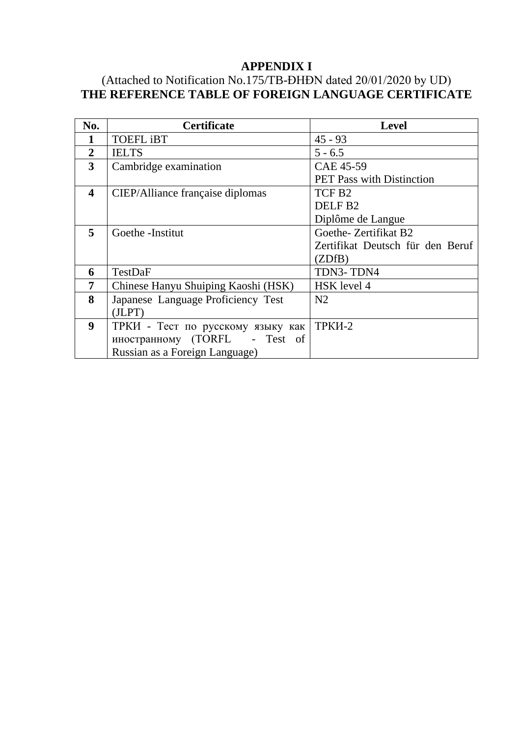**APPENDIX I**

(Attached to Notification No.175/TB-ĐHĐN dated 20/01/2020 by UD)

**THE REFERENCE TABLE OF FOREIGN LANGUAGE CERTIFICATE**

| No. | Certificate | Level |
|---|---|---|
| **1** | TOEFL iBT | 45 - 93 |
| **2** | IELTS | 5 - 6.5 |
| **3** | Cambridge examination | CAE 45-59<br>PET Pass with Distinction |
| **4** | CIEP/Alliance française diplomas | TCF B2<br>DELF B2<br>Diplôme de Langue |
| **5** | Goethe -Institut | Goethe- Zertifikat B2<br>Zertifikat Deutsch für den Beruf (ZDfB) |
| **6** | TestDaF | TDN3- TDN4 |
| **7** | Chinese Hanyu Shuiping Kaoshi (HSK) | HSK level 4 |
| **8** | Japanese Language Proficiency Test (JLPT) | N2 |
| **9** | ТРКИ - Тест по русскому языку как иностранному (TORFL - Test of Russian as a Foreign Language) | ТРКИ-2 |